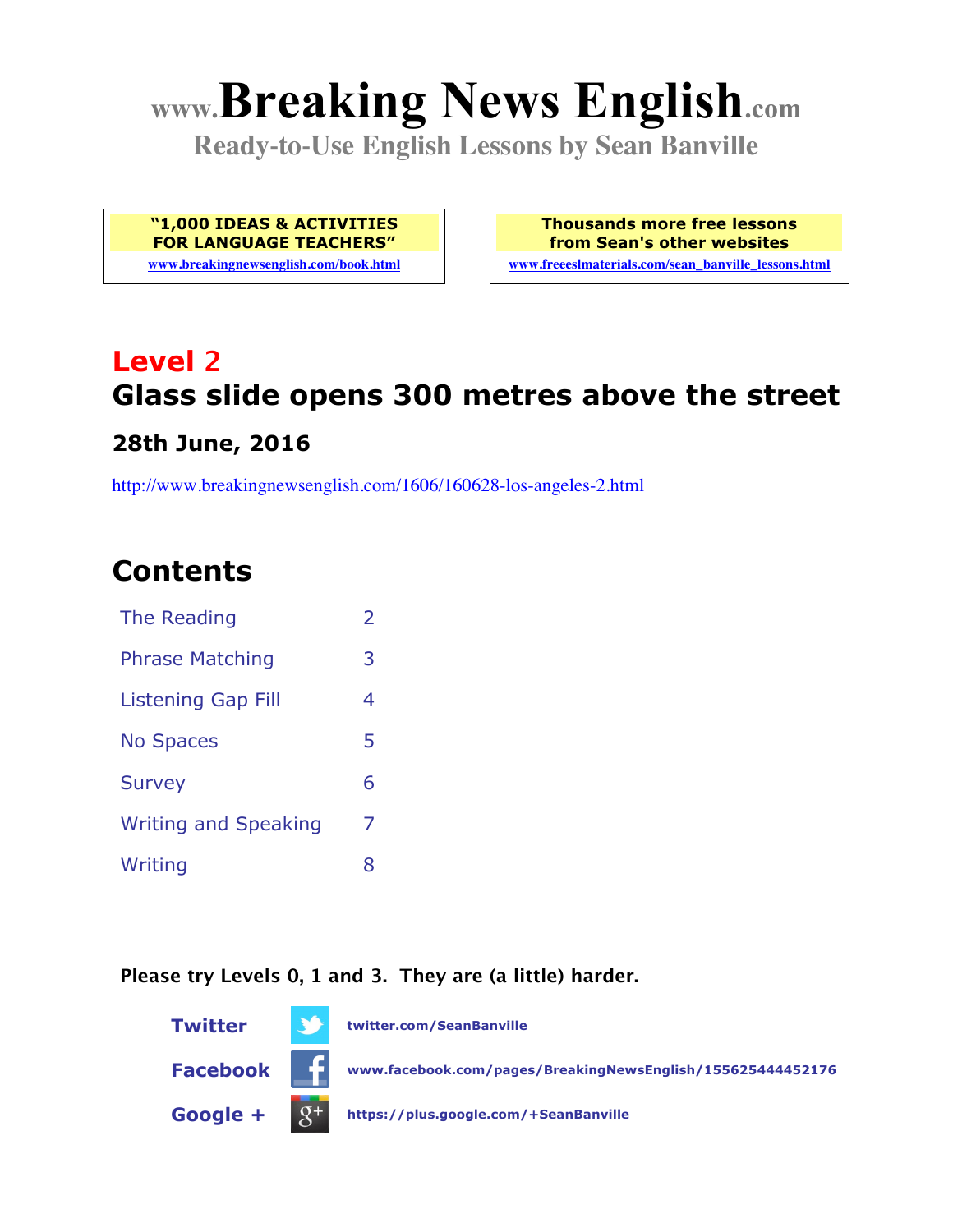# www.Breaking News English.com

**Ready-to-Use English Lessons by Sean Banville**

**"1,000 IDEAS & ACTIVITIES FOR LANGUAGE TEACHERS"**
www.breakingnewsenglish.com/book.html

**Thousands more free lessons from Sean's other websites**
www.freeeslmaterials.com/sean_banville_lessons.html

## Level 2
## Glass slide opens 300 metres above the street

### 28th June, 2016

http://www.breakingnewsenglish.com/1606/160628-los-angeles-2.html

## Contents

| | |
|---|---|
| The Reading | 2 |
| Phrase Matching | 3 |
| Listening Gap Fill | 4 |
| No Spaces | 5 |
| Survey | 6 |
| Writing and Speaking | 7 |
| Writing | 8 |

**Please try Levels 0, 1 and 3. They are (a little) harder.**

**Twitter** twitter.com/SeanBanville

**Facebook** www.facebook.com/pages/BreakingNewsEnglish/155625444452176

**Google +** https://plus.google.com/+SeanBanville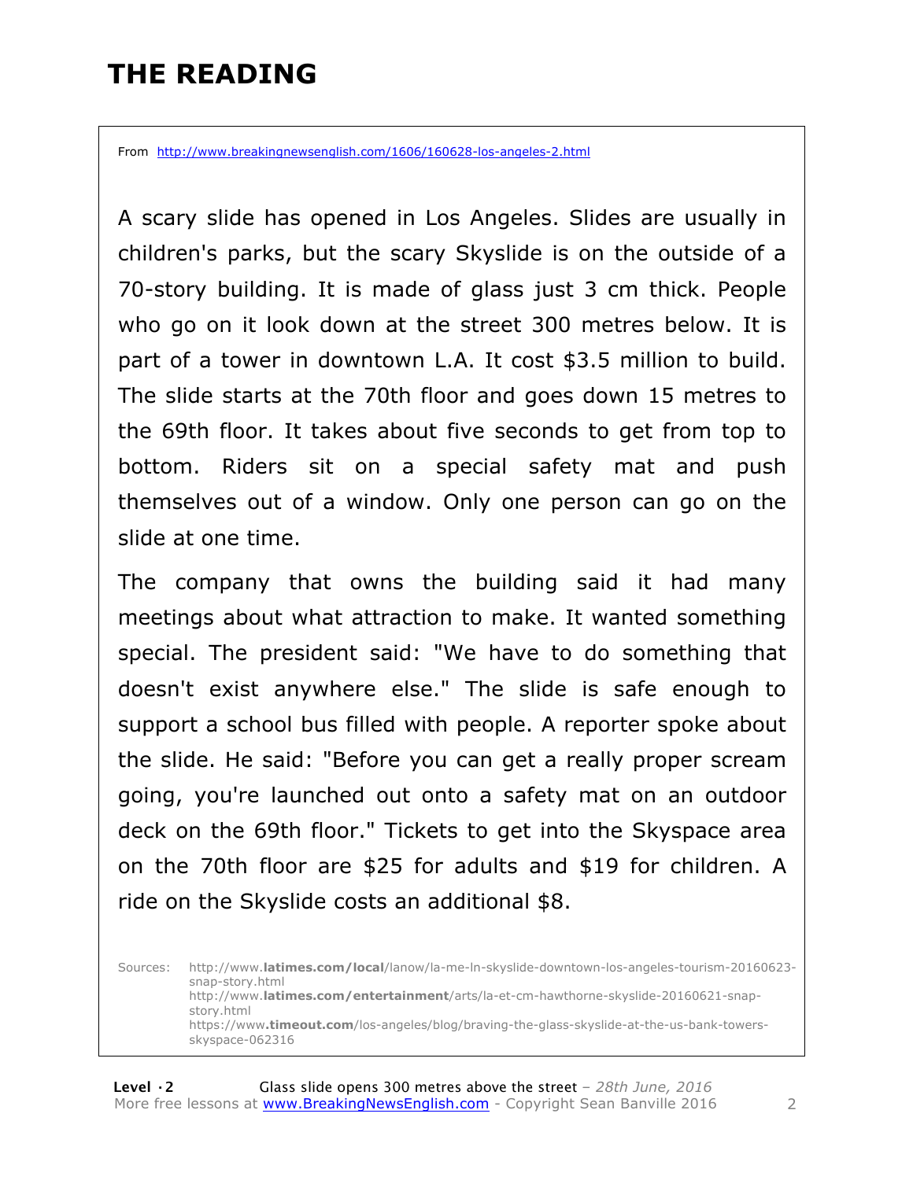# THE READING

From http://www.breakingnewsenglish.com/1606/160628-los-angeles-2.html

A scary slide has opened in Los Angeles. Slides are usually in children's parks, but the scary Skyslide is on the outside of a 70-story building. It is made of glass just 3 cm thick. People who go on it look down at the street 300 metres below. It is part of a tower in downtown L.A. It cost $3.5 million to build. The slide starts at the 70th floor and goes down 15 metres to the 69th floor. It takes about five seconds to get from top to bottom. Riders sit on a special safety mat and push themselves out of a window. Only one person can go on the slide at one time.

The company that owns the building said it had many meetings about what attraction to make. It wanted something special. The president said: "We have to do something that doesn't exist anywhere else." The slide is safe enough to support a school bus filled with people. A reporter spoke about the slide. He said: "Before you can get a really proper scream going, you're launched out onto a safety mat on an outdoor deck on the 69th floor." Tickets to get into the Skyspace area on the 70th floor are $25 for adults and $19 for children. A ride on the Skyslide costs an additional $8.

Sources:
http://www.**latimes.com/local**/lanow/la-me-ln-skyslide-downtown-los-angeles-tourism-20160623-snap-story.html
http://www.**latimes.com/entertainment**/arts/la-et-cm-hawthorne-skyslide-20160621-snap-story.html
https://www.**timeout.com**/los-angeles/blog/braving-the-glass-skyslide-at-the-us-bank-towers-skyspace-062316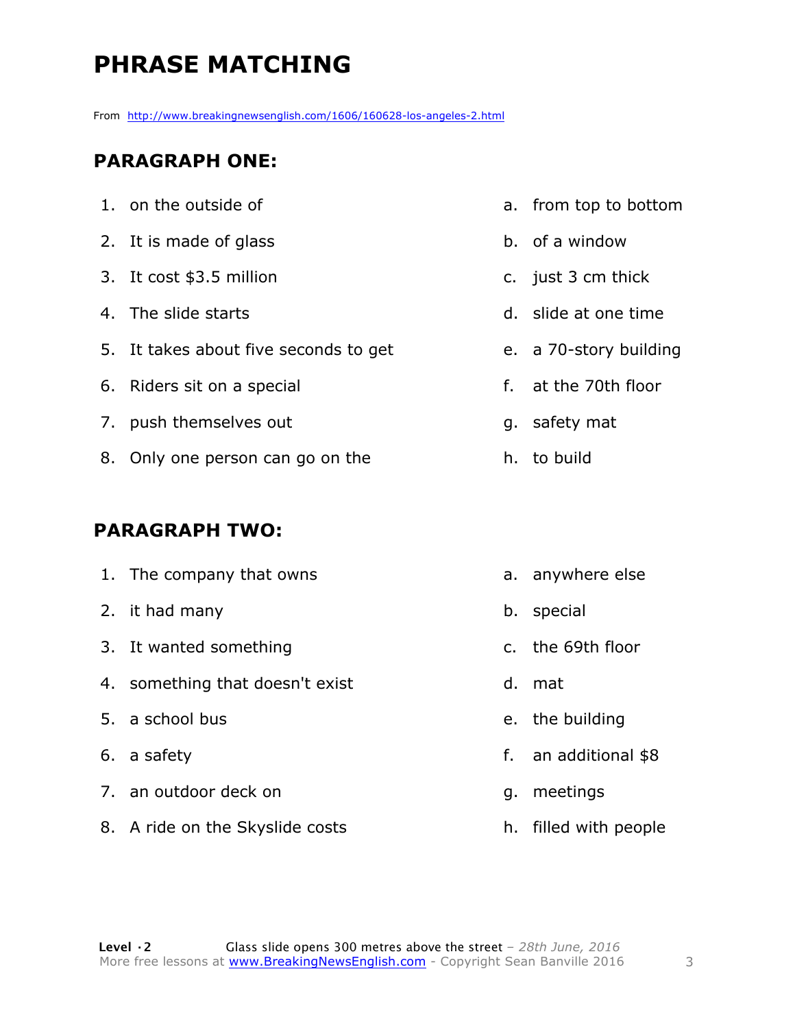# PHRASE MATCHING

From http://www.breakingnewsenglish.com/1606/160628-los-angeles-2.html

## PARAGRAPH ONE:

| | |
|---|---|
| 1. on the outside of | a. from top to bottom |
| 2. It is made of glass | b. of a window |
| 3. It cost $3.5 million | c. just 3 cm thick |
| 4. The slide starts | d. slide at one time |
| 5. It takes about five seconds to get | e. a 70-story building |
| 6. Riders sit on a special | f. at the 70th floor |
| 7. push themselves out | g. safety mat |
| 8. Only one person can go on the | h. to build |

## PARAGRAPH TWO:

| | |
|---|---|
| 1. The company that owns | a. anywhere else |
| 2. it had many | b. special |
| 3. It wanted something | c. the 69th floor |
| 4. something that doesn't exist | d. mat |
| 5. a school bus | e. the building |
| 6. a safety | f. an additional $8 |
| 7. an outdoor deck on | g. meetings |
| 8. A ride on the Skyslide costs | h. filled with people |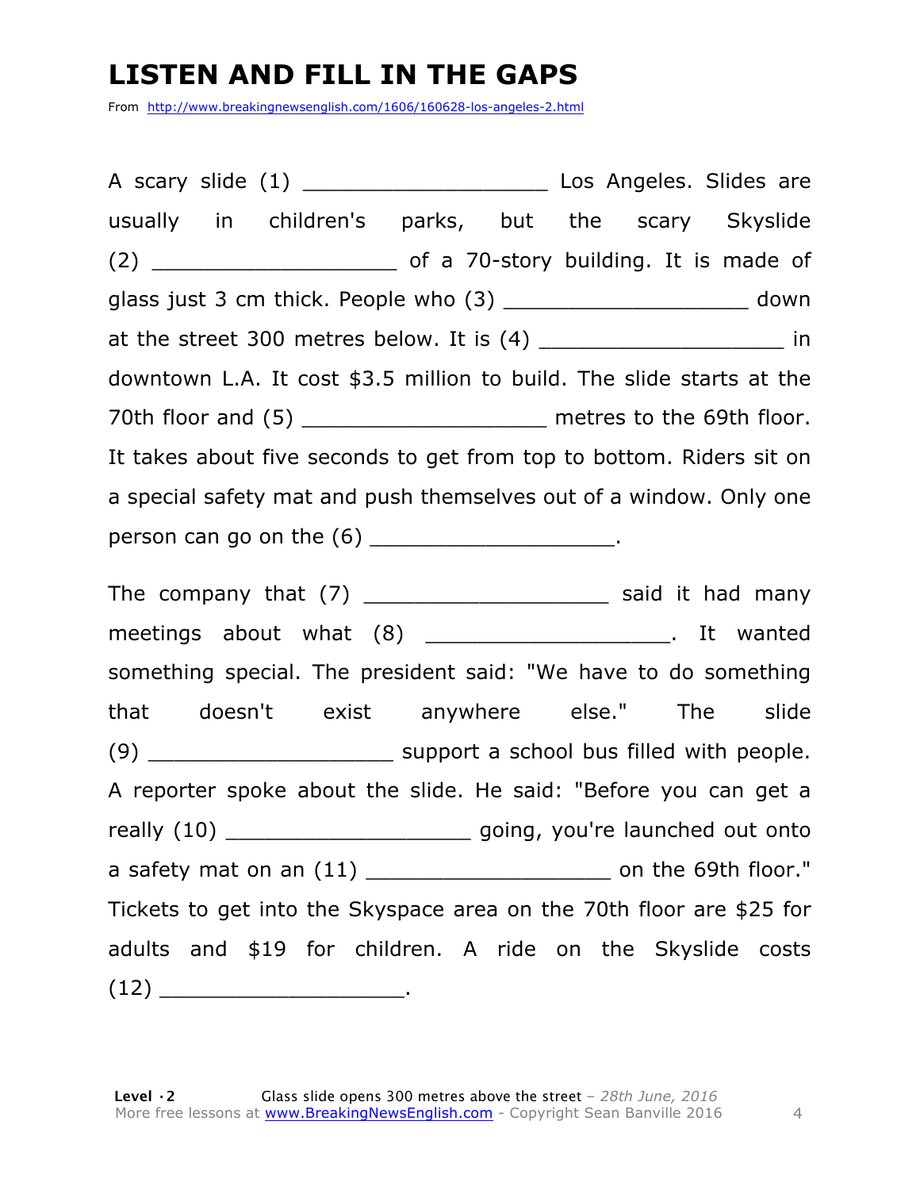# LISTEN AND FILL IN THE GAPS

From http://www.breakingnewsenglish.com/1606/160628-los-angeles-2.html

A scary slide (1) ___________________ Los Angeles. Slides are usually in children's parks, but the scary Skyslide (2) ___________________ of a 70-story building. It is made of glass just 3 cm thick. People who (3) ___________________ down at the street 300 metres below. It is (4) ___________________ in downtown L.A. It cost $3.5 million to build. The slide starts at the 70th floor and (5) ___________________ metres to the 69th floor. It takes about five seconds to get from top to bottom. Riders sit on a special safety mat and push themselves out of a window. Only one person can go on the (6) ___________________.

The company that (7) ___________________ said it had many meetings about what (8) ___________________. It wanted something special. The president said: "We have to do something that doesn't exist anywhere else." The slide (9) ___________________ support a school bus filled with people. A reporter spoke about the slide. He said: "Before you can get a really (10) ___________________ going, you're launched out onto a safety mat on an (11) ___________________ on the 69th floor." Tickets to get into the Skyspace area on the 70th floor are $25 for adults and $19 for children. A ride on the Skyslide costs (12) ___________________.

**Level · 2** Glass slide opens 300 metres above the street – *28th June, 2016*
More free lessons at www.BreakingNewsEnglish.com - Copyright Sean Banville 2016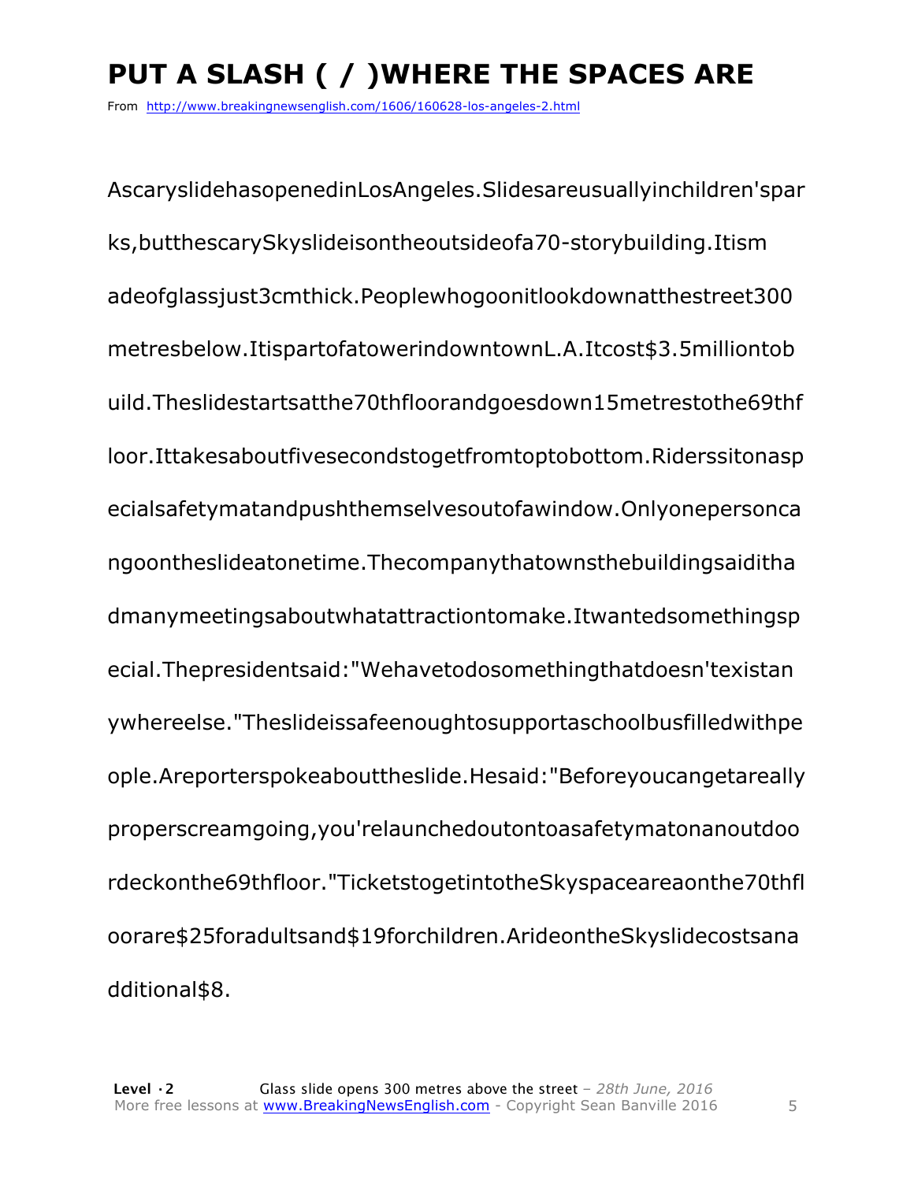# PUT A SLASH ( / )WHERE THE SPACES ARE

From http://www.breakingnewsenglish.com/1606/160628-los-angeles-2.html

AscaryslidehasopenedinLosAngeles.Slidesareusuallyinchildren'spar ks,butthescarySkyslideisontheoutsideofa70-storybuilding.Itism adeofglassjust3cmthick.Peoplewhogoonitlookdownatthestreet300 metresbelow.ItispartofatowerindowntownL.A.Itcost$3.5milliontob uild.Theslidestartsatthe70thfloorandgoesdown15metrestothe69thf loor.Ittakesaboutfivesecondstogetfromtoptobottom.Riderssitonasp ecialsafetymatandpushthemselvesoutofawindow.Onlyonepersonca ngoontheslideatonetime.Thecompanythatownsthebuildingsaiditha dmanymeetingsaboutwhatattractiontomake.Itwantedsomethingsp ecial.Thepresidentsaid:"Wehavetodosomethingthatdoesn'texistan ywhereelse."Theslideissafeenoughtosupportaschoolbusfilledwithpe ople.Areporterspokeabouttheslide.Hesaid:"Beforeyoucangetareally properscreamgoing,you'relaunchedoutontoasafetymatonanoutdoo rdeckonthe69thfloor."TicketstogetintotheSkyspaceareaonthe70thfl oorare$25foradultsand$19forchildren.ArideontheSkyslidecostsana dditional$8.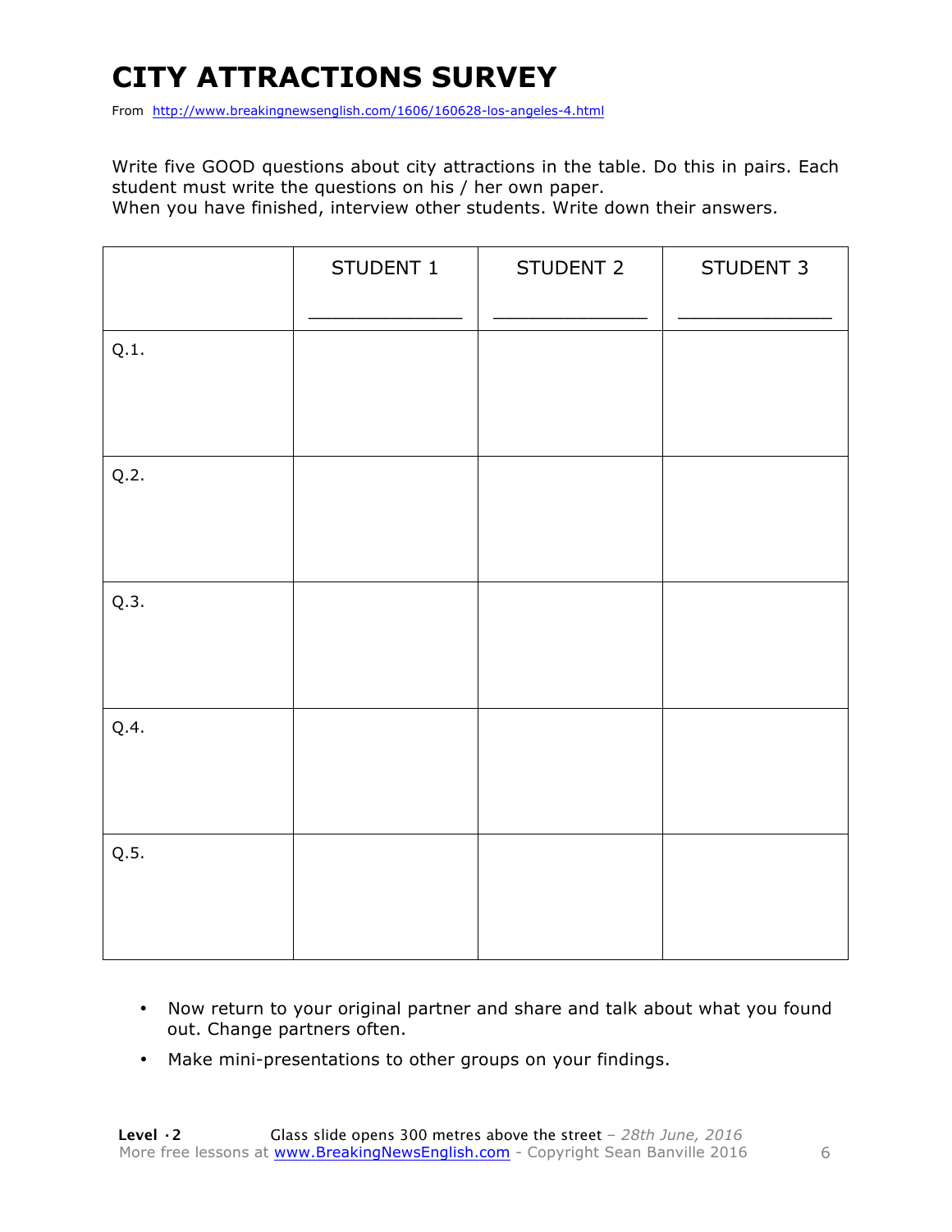# CITY ATTRACTIONS SURVEY

From http://www.breakingnewsenglish.com/1606/160628-los-angeles-4.html

Write five GOOD questions about city attractions in the table. Do this in pairs. Each student must write the questions on his / her own paper.
When you have finished, interview other students. Write down their answers.

| | STUDENT 1<br>_______________ | STUDENT 2<br>_______________ | STUDENT 3<br>_______________ |
|---|---|---|---|
| Q.1. | | | |
| Q.2. | | | |
| Q.3. | | | |
| Q.4. | | | |
| Q.5. | | | |

- Now return to your original partner and share and talk about what you found out. Change partners often.
- Make mini-presentations to other groups on your findings.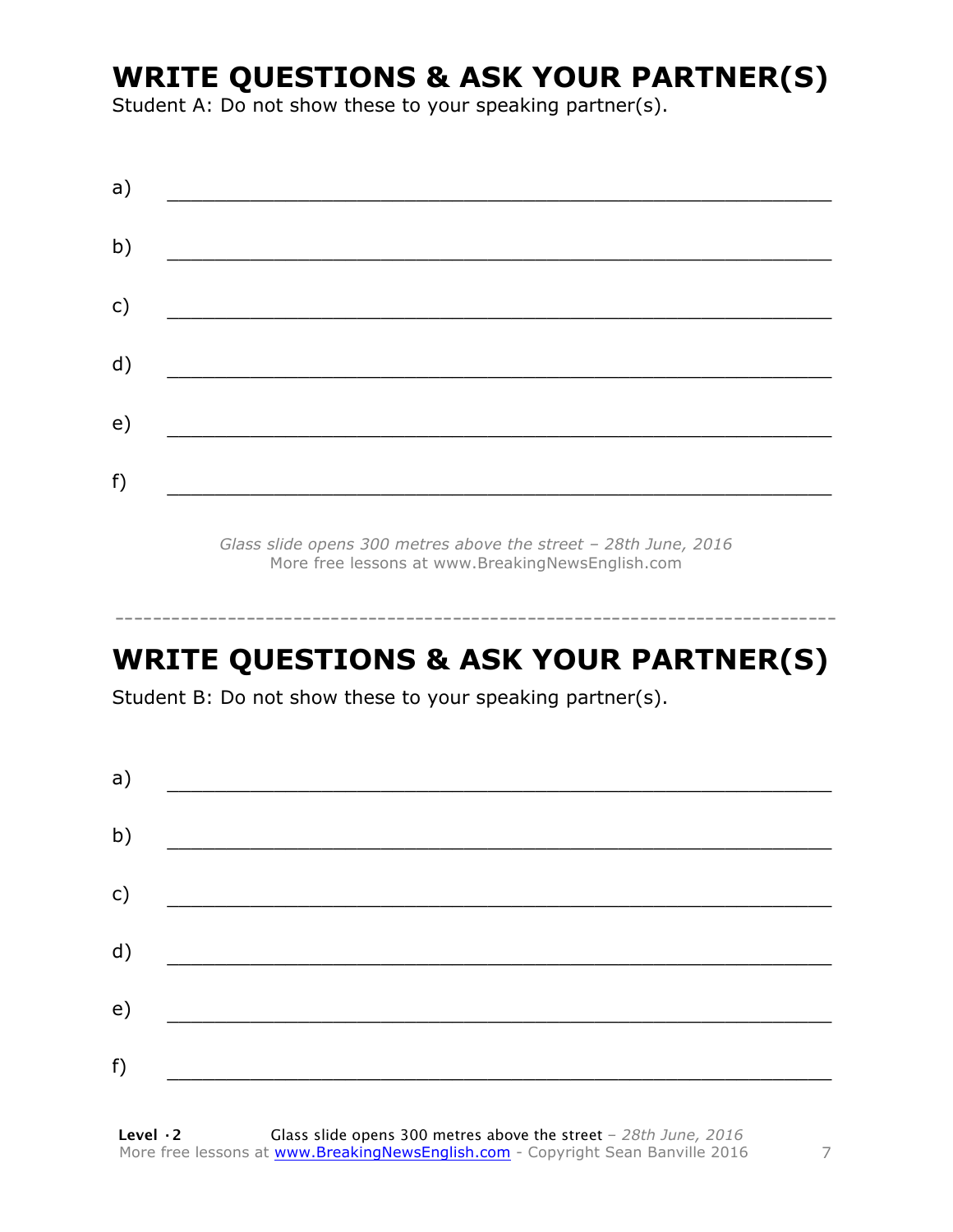# WRITE QUESTIONS & ASK YOUR PARTNER(S)

Student A: Do not show these to your speaking partner(s).

a) ___________________________________________________________

b) ___________________________________________________________

c) ___________________________________________________________

d) ___________________________________________________________

e) ___________________________________________________________

f) ___________________________________________________________

*Glass slide opens 300 metres above the street – 28th June, 2016*
More free lessons at www.BreakingNewsEnglish.com

---

# WRITE QUESTIONS & ASK YOUR PARTNER(S)

Student B: Do not show these to your speaking partner(s).

a) ___________________________________________________________

b) ___________________________________________________________

c) ___________________________________________________________

d) ___________________________________________________________

e) ___________________________________________________________

f) ___________________________________________________________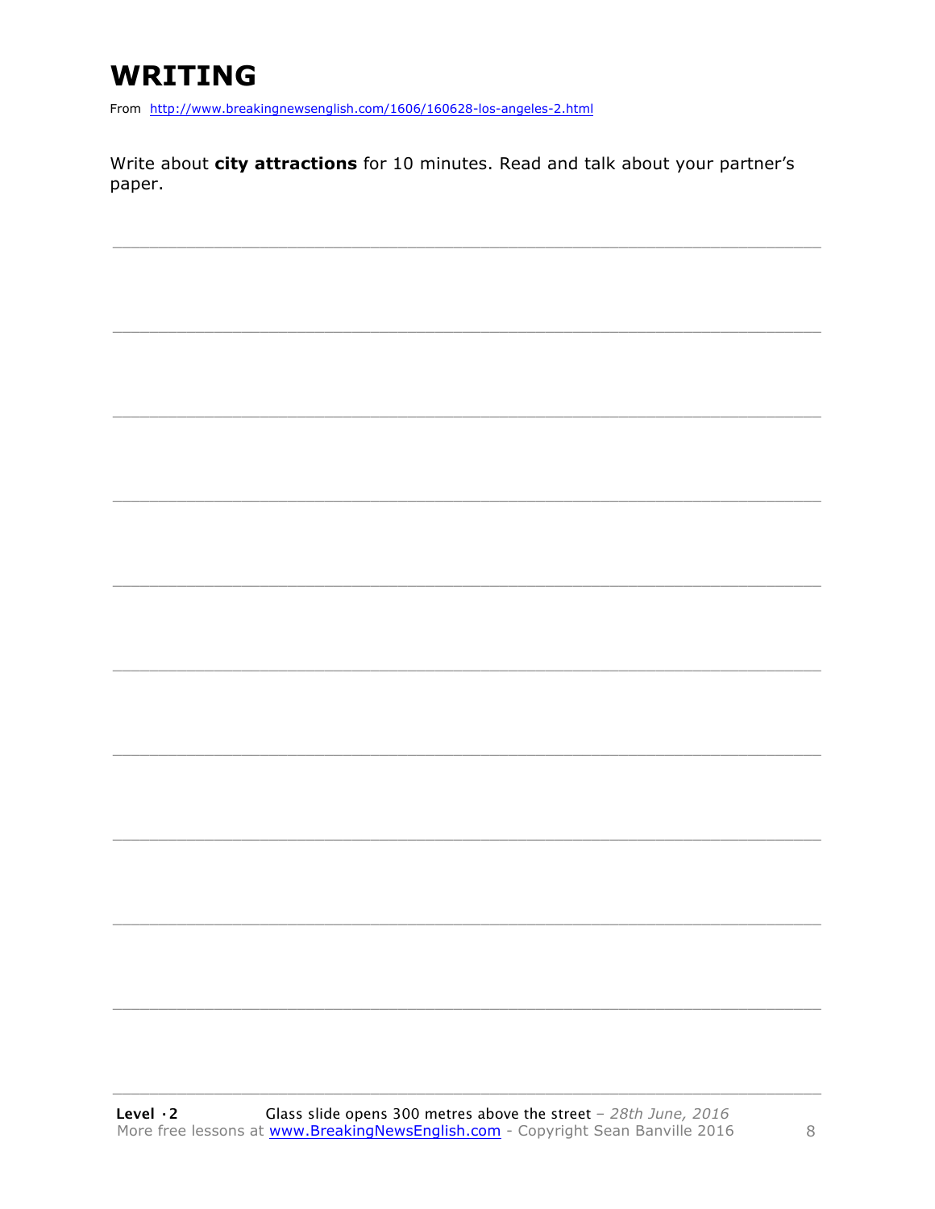# WRITING

From http://www.breakingnewsenglish.com/1606/160628-los-angeles-2.html

Write about **city attractions** for 10 minutes. Read and talk about your partner's paper.

___________________________________________________________________________

___________________________________________________________________________

___________________________________________________________________________

___________________________________________________________________________

___________________________________________________________________________

___________________________________________________________________________

___________________________________________________________________________

___________________________________________________________________________

___________________________________________________________________________

___________________________________________________________________________

___________________________________________________________________________